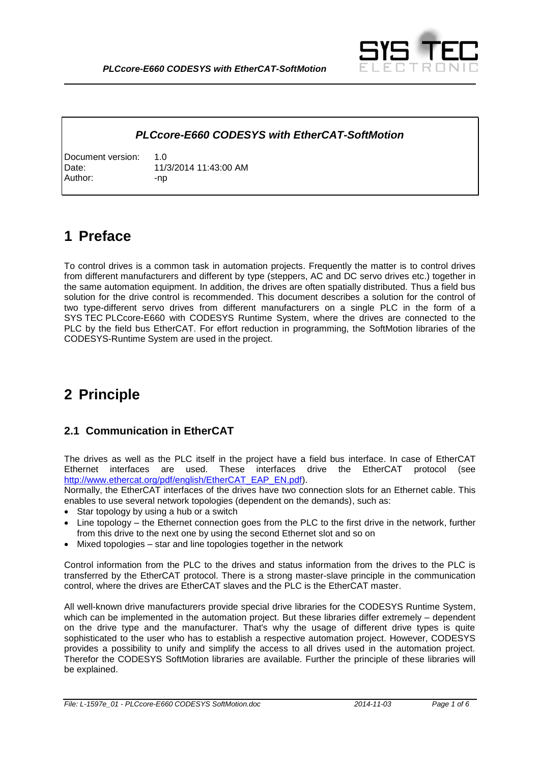**PLCcore-E660 CODESYS with EtherCAT-SoftMotion**

Document version: 1.0
Date: 11/3/2014 11:43:00 AM
Author: -np

# 1 Preface

To control drives is a common task in automation projects. Frequently the matter is to control drives from different manufacturers and different by type (steppers, AC and DC servo drives etc.) together in the same automation equipment. In addition, the drives are often spatially distributed. Thus a field bus solution for the drive control is recommended. This document describes a solution for the control of two type-different servo drives from different manufacturers on a single PLC in the form of a SYS TEC PLCcore-E660 with CODESYS Runtime System, where the drives are connected to the PLC by the field bus EtherCAT. For effort reduction in programming, the SoftMotion libraries of the CODESYS-Runtime System are used in the project.

# 2 Principle

## 2.1 Communication in EtherCAT

The drives as well as the PLC itself in the project have a field bus interface. In case of EtherCAT Ethernet interfaces are used. These interfaces drive the EtherCAT protocol (see [http://www.ethercat.org/pdf/english/EtherCAT_EAP_EN.pdf](http://www.ethercat.org/pdf/english/EtherCAT_EAP_EN.pdf)).
Normally, the EtherCAT interfaces of the drives have two connection slots for an Ethernet cable. This enables to use several network topologies (dependent on the demands), such as:

- Star topology by using a hub or a switch
- Line topology – the Ethernet connection goes from the PLC to the first drive in the network, further from this drive to the next one by using the second Ethernet slot and so on
- Mixed topologies – star and line topologies together in the network

Control information from the PLC to the drives and status information from the drives to the PLC is transferred by the EtherCAT protocol. There is a strong master-slave principle in the communication control, where the drives are EtherCAT slaves and the PLC is the EtherCAT master.

All well-known drive manufacturers provide special drive libraries for the CODESYS Runtime System, which can be implemented in the automation project. But these libraries differ extremely – dependent on the drive type and the manufacturer. That's why the usage of different drive types is quite sophisticated to the user who has to establish a respective automation project. However, CODESYS provides a possibility to unify and simplify the access to all drives used in the automation project. Therefor the CODESYS SoftMotion libraries are available. Further the principle of these libraries will be explained.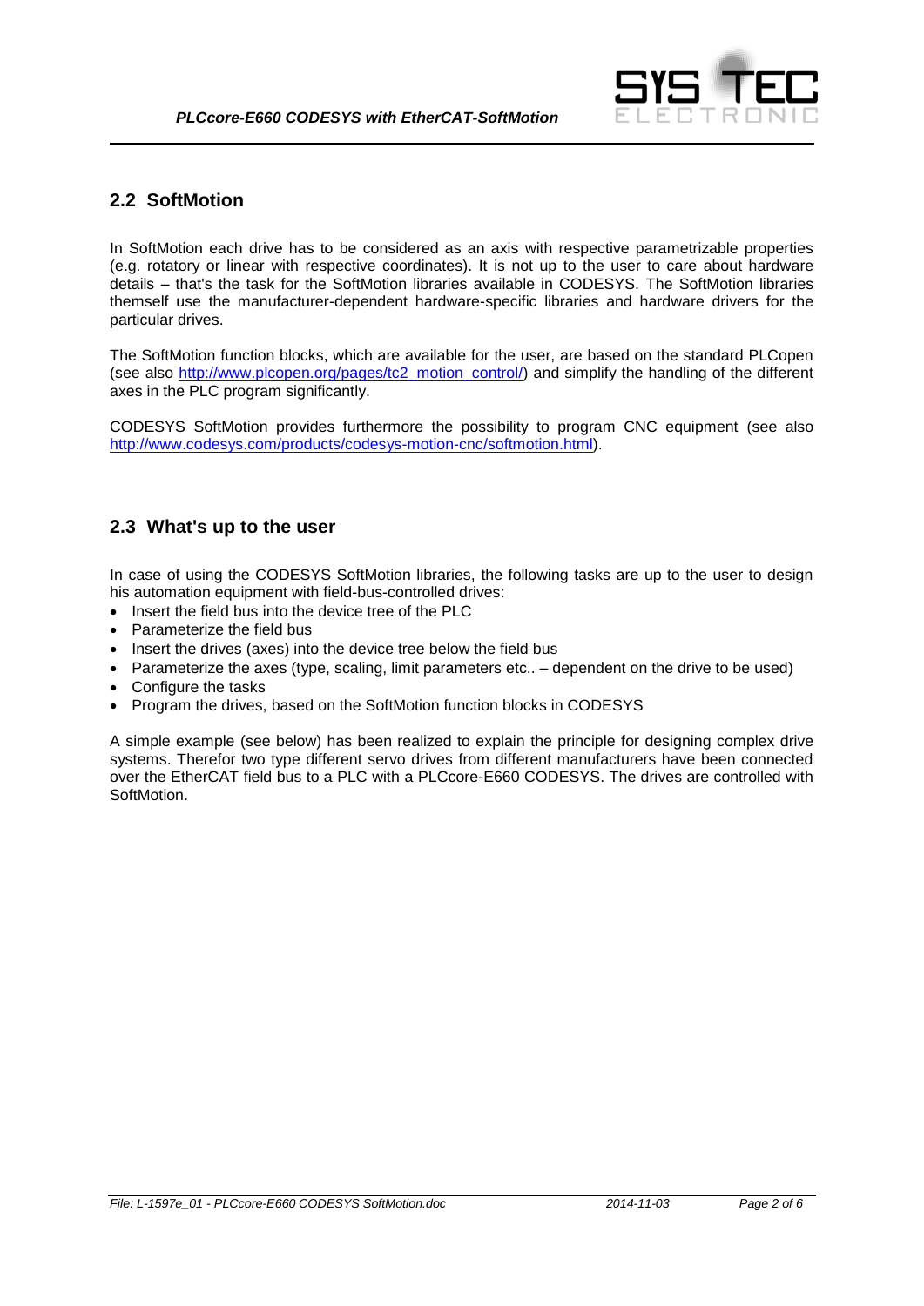## 2.2 SoftMotion

In SoftMotion each drive has to be considered as an axis with respective parametrizable properties (e.g. rotatory or linear with respective coordinates). It is not up to the user to care about hardware details – that's the task for the SoftMotion libraries available in CODESYS. The SoftMotion libraries themself use the manufacturer-dependent hardware-specific libraries and hardware drivers for the particular drives.

The SoftMotion function blocks, which are available for the user, are based on the standard PLCopen (see also http://www.plcopen.org/pages/tc2_motion_control/) and simplify the handling of the different axes in the PLC program significantly.

CODESYS SoftMotion provides furthermore the possibility to program CNC equipment (see also http://www.codesys.com/products/codesys-motion-cnc/softmotion.html).

## 2.3 What's up to the user

In case of using the CODESYS SoftMotion libraries, the following tasks are up to the user to design his automation equipment with field-bus-controlled drives:

- Insert the field bus into the device tree of the PLC
- Parameterize the field bus
- Insert the drives (axes) into the device tree below the field bus
- Parameterize the axes (type, scaling, limit parameters etc.. – dependent on the drive to be used)
- Configure the tasks
- Program the drives, based on the SoftMotion function blocks in CODESYS

A simple example (see below) has been realized to explain the principle for designing complex drive systems. Therefor two type different servo drives from different manufacturers have been connected over the EtherCAT field bus to a PLC with a PLCcore-E660 CODESYS. The drives are controlled with SoftMotion.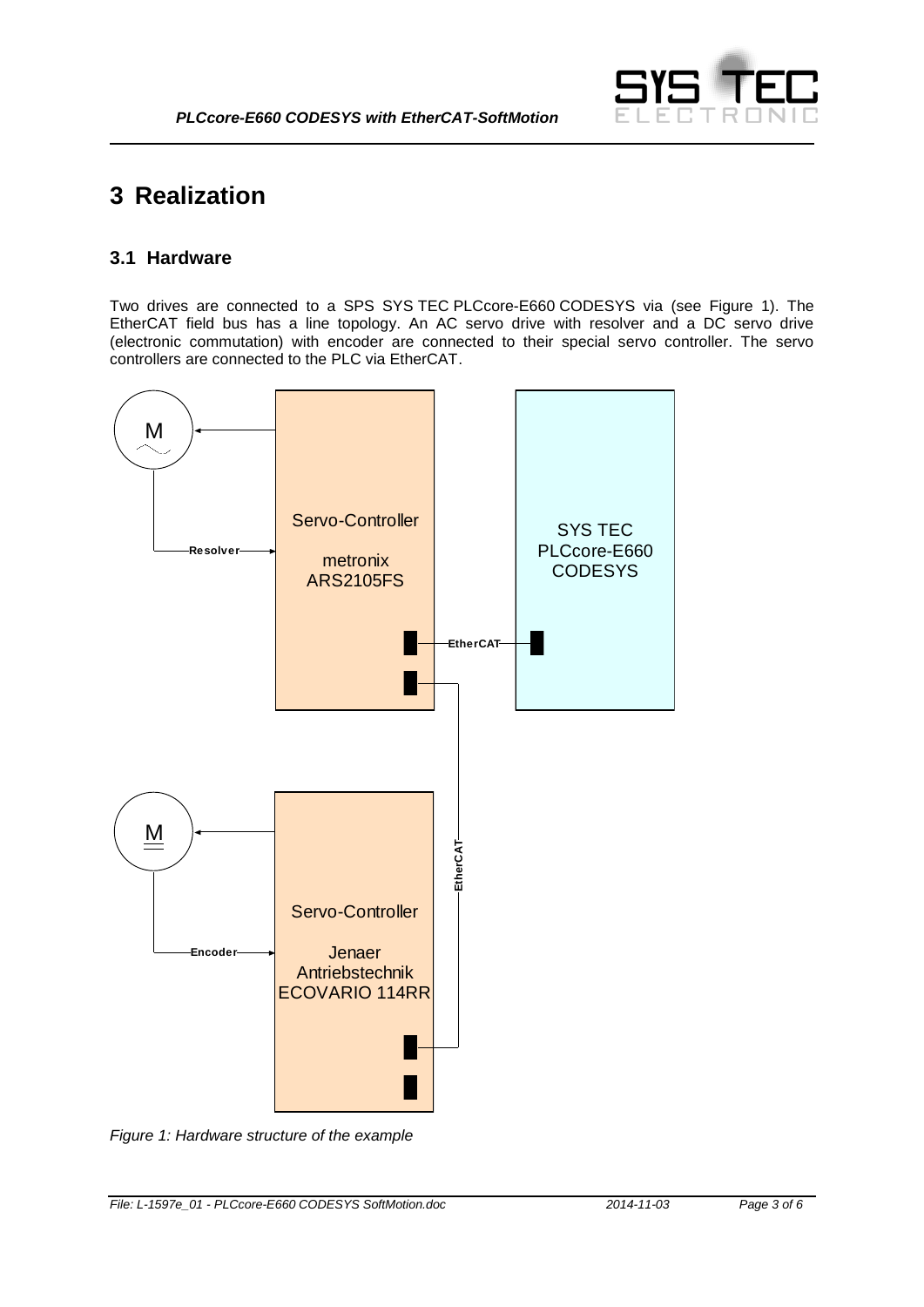# 3 Realization

## 3.1 Hardware

Two drives are connected to a SPS SYS TEC PLCcore-E660 CODESYS via (see Figure 1). The EtherCAT field bus has a line topology. An AC servo drive with resolver and a DC servo drive (electronic commutation) with encoder are connected to their special servo controller. The servo controllers are connected to the PLC via EtherCAT.

M

Resolver

Servo-Controller

metronix
ARS2105FS

EtherCAT

SYS TEC
PLCcore-E660
CODESYS

M

EtherCAT

Encoder

Servo-Controller

Jenaer
Antriebstechnik
ECOVARIO 114RR

*Figure 1: Hardware structure of the example*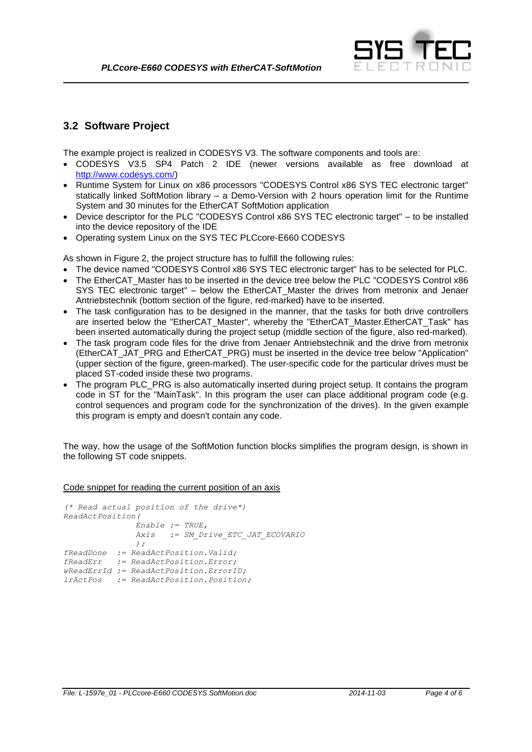## 3.2 Software Project

The example project is realized in CODESYS V3. The software components and tools are:

- CODESYS V3.5 SP4 Patch 2 IDE (newer versions available as free download at http://www.codesys.com/)
- Runtime System for Linux on x86 processors "CODESYS Control x86 SYS TEC electronic target" statically linked SoftMotion library – a Demo-Version with 2 hours operation limit for the Runtime System and 30 minutes for the EtherCAT SoftMotion application
- Device descriptor for the PLC "CODESYS Control x86 SYS TEC electronic target" – to be installed into the device repository of the IDE
- Operating system Linux on the SYS TEC PLCcore-E660 CODESYS

As shown in Figure 2, the project structure has to fulfill the following rules:

- The device named "CODESYS Control x86 SYS TEC electronic target" has to be selected for PLC.
- The EtherCAT_Master has to be inserted in the device tree below the PLC "CODESYS Control x86 SYS TEC electronic target" – below the EtherCAT_Master the drives from metronix and Jenaer Antriebstechnik (bottom section of the figure, red-marked) have to be inserted.
- The task configuration has to be designed in the manner, that the tasks for both drive controllers are inserted below the "EtherCAT_Master", whereby the "EtherCAT_Master.EtherCAT_Task" has been inserted automatically during the project setup (middle section of the figure, also red-marked).
- The task program code files for the drive from Jenaer Antriebstechnik and the drive from metronix (EtherCAT_JAT_PRG and EtherCAT_PRG) must be inserted in the device tree below "Application" (upper section of the figure, green-marked). The user-specific code for the particular drives must be placed ST-coded inside these two programs.
- The program PLC_PRG is also automatically inserted during project setup. It contains the program code in ST for the "MainTask". In this program the user can place additional program code (e.g. control sequences and program code for the synchronization of the drives). In the given example this program is empty and doesn't contain any code.

The way, how the usage of the SoftMotion function blocks simplifies the program design, is shown in the following ST code snippets.

Code snippet for reading the current position of an axis

```
(* Read actual position of the drive*)
ReadActPosition(
               Enable := TRUE,
               Axis   := SM_Drive_ETC_JAT_ECOVARIO
               );
fReadDone  := ReadActPosition.Valid;
fReadErr   := ReadActPosition.Error;
wReadErrId := ReadActPosition.ErrorID;
lrActPos   := ReadActPosition.Position;
```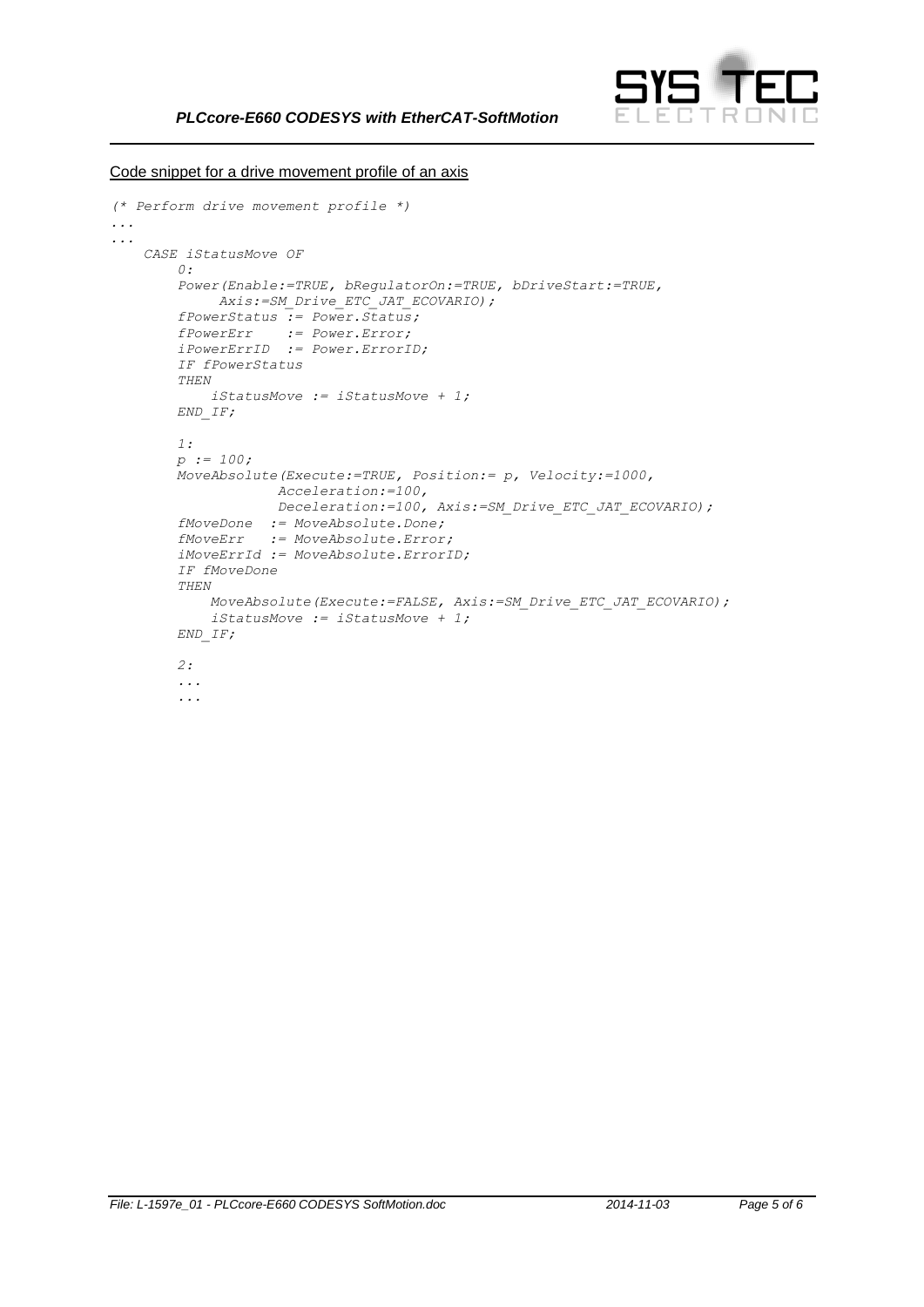Code snippet for a drive movement profile of an axis

```
(* Perform drive movement profile *)
...
...
    CASE iStatusMove OF
       0:
       Power(Enable:=TRUE, bRegulatorOn:=TRUE, bDriveStart:=TRUE,
            Axis:=SM_Drive_ETC_JAT_ECOVARIO);
       fPowerStatus := Power.Status;
       fPowerErr    := Power.Error;
       iPowerErrID  := Power.ErrorID;
       IF fPowerStatus
       THEN
           iStatusMove := iStatusMove + 1;
       END_IF;

       1:
       p := 100;
       MoveAbsolute(Execute:=TRUE, Position:= p, Velocity:=1000,
                    Acceleration:=100,
                    Deceleration:=100, Axis:=SM_Drive_ETC_JAT_ECOVARIO);
       fMoveDone  := MoveAbsolute.Done;
       fMoveErr   := MoveAbsolute.Error;
       iMoveErrId := MoveAbsolute.ErrorID;
       IF fMoveDone
       THEN
           MoveAbsolute(Execute:=FALSE, Axis:=SM_Drive_ETC_JAT_ECOVARIO);
           iStatusMove := iStatusMove + 1;
       END_IF;

       2:
       ...
       ...
```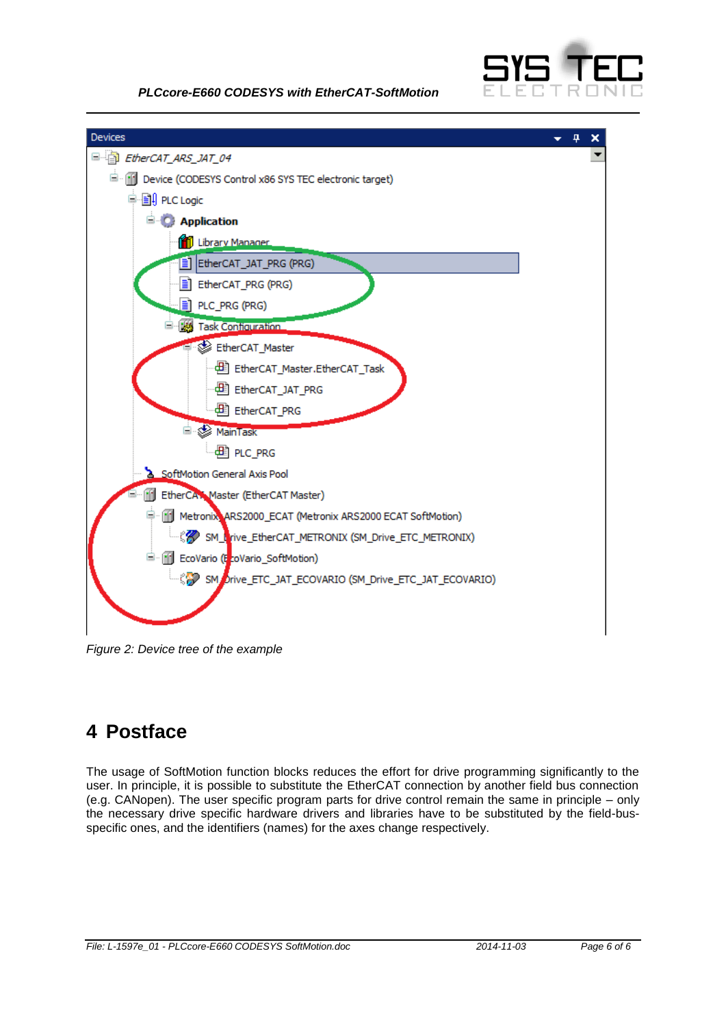Figure 2: Device tree of the example

# 4 Postface

The usage of SoftMotion function blocks reduces the effort for drive programming significantly to the user. In principle, it is possible to substitute the EtherCAT connection by another field bus connection (e.g. CANopen). The user specific program parts for drive control remain the same in principle – only the necessary drive specific hardware drivers and libraries have to be substituted by the field-bus-specific ones, and the identifiers (names) for the axes change respectively.